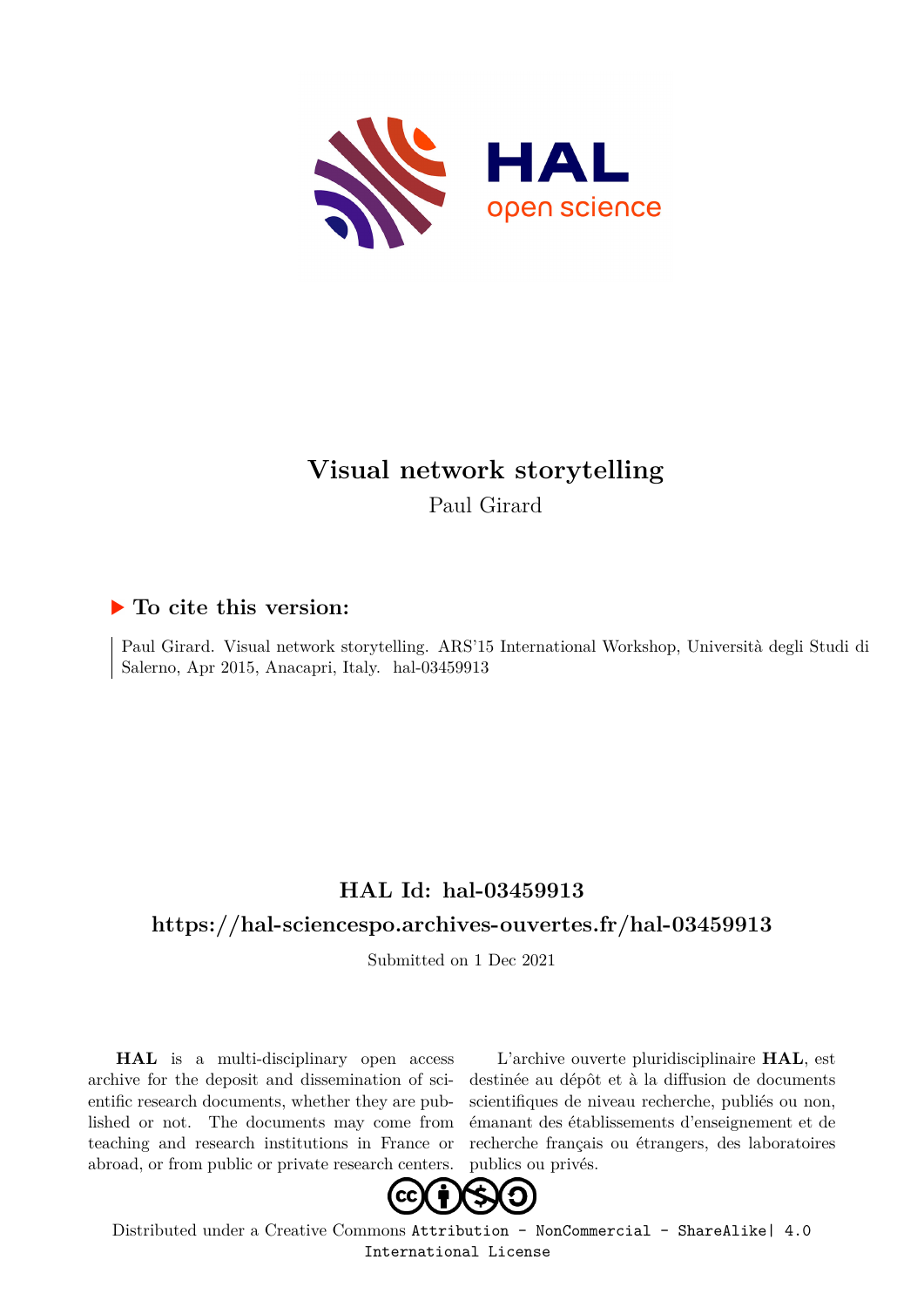# Visual network storytelling

Paul Girard

## ▶ To cite this version:

Paul Girard. Visual network storytelling. ARS'15 International Workshop, Università degli Studi di Salerno, Apr 2015, Anacapri, Italy. hal-03459913

## HAL Id: hal-03459913

## https://hal-sciencespo.archives-ouvertes.fr/hal-03459913

Submitted on 1 Dec 2021

**HAL** is a multi-disciplinary open access archive for the deposit and dissemination of scientific research documents, whether they are published or not. The documents may come from teaching and research institutions in France or abroad, or from public or private research centers.

L'archive ouverte pluridisciplinaire **HAL**, est destinée au dépôt et à la diffusion de documents scientifiques de niveau recherche, publiés ou non, émanant des établissements d'enseignement et de recherche français ou étrangers, des laboratoires publics ou privés.

Distributed under a Creative Commons Attribution - NonCommercial - ShareAlike| 4.0 International License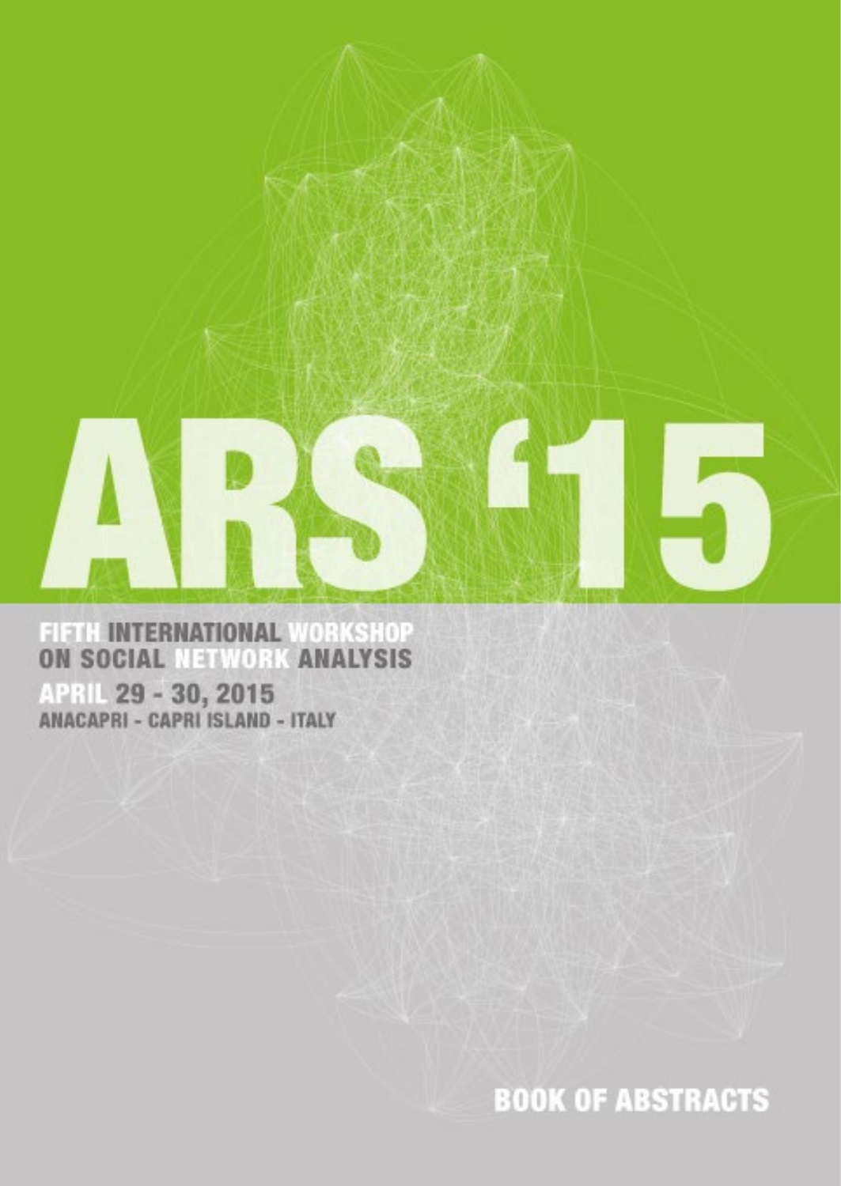# ARS '15

## FIFTH INTERNATIONAL WORKSHOP ON SOCIAL NETWORK ANALYSIS

**APRIL 29 - 30, 2015**

**ANACAPRI - CAPRI ISLAND - ITALY**

**BOOK OF ABSTRACTS**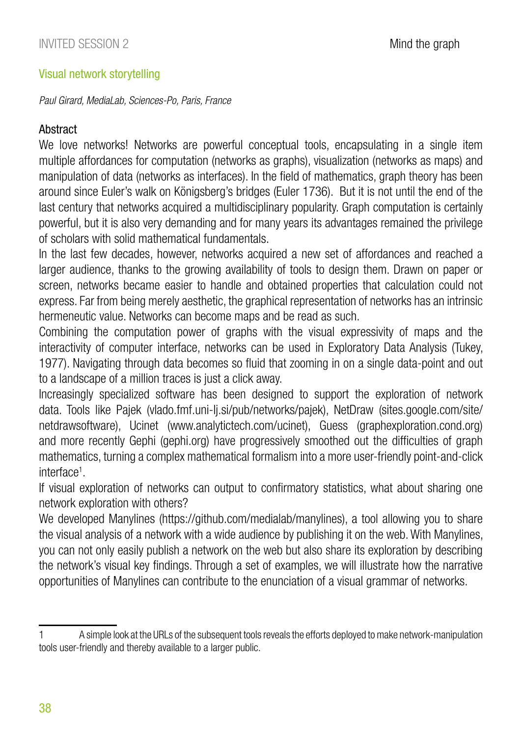## Visual network storytelling

*Paul Girard, MediaLab, Sciences-Po, Paris, France*

### Abstract

We love networks! Networks are powerful conceptual tools, encapsulating in a single item multiple affordances for computation (networks as graphs), visualization (networks as maps) and manipulation of data (networks as interfaces). In the field of mathematics, graph theory has been around since Euler's walk on Königsberg's bridges (Euler 1736). But it is not until the end of the last century that networks acquired a multidisciplinary popularity. Graph computation is certainly powerful, but it is also very demanding and for many years its advantages remained the privilege of scholars with solid mathematical fundamentals.

In the last few decades, however, networks acquired a new set of affordances and reached a larger audience, thanks to the growing availability of tools to design them. Drawn on paper or screen, networks became easier to handle and obtained properties that calculation could not express. Far from being merely aesthetic, the graphical representation of networks has an intrinsic hermeneutic value. Networks can become maps and be read as such.

Combining the computation power of graphs with the visual expressivity of maps and the interactivity of computer interface, networks can be used in Exploratory Data Analysis (Tukey, 1977). Navigating through data becomes so fluid that zooming in on a single data-point and out to a landscape of a million traces is just a click away.

Increasingly specialized software has been designed to support the exploration of network data. Tools like Pajek (vlado.fmf.uni-lj.si/pub/networks/pajek), NetDraw (sites.google.com/site/netdrawsoftware), Ucinet (www.analytictech.com/ucinet), Guess (graphexploration.cond.org) and more recently Gephi (gephi.org) have progressively smoothed out the difficulties of graph mathematics, turning a complex mathematical formalism into a more user-friendly point-and-click interface[1].

If visual exploration of networks can output to confirmatory statistics, what about sharing one network exploration with others?

We developed Manylines (https://github.com/medialab/manylines), a tool allowing you to share the visual analysis of a network with a wide audience by publishing it on the web. With Manylines, you can not only easily publish a network on the web but also share its exploration by describing the network's visual key findings. Through a set of examples, we will illustrate how the narrative opportunities of Manylines can contribute to the enunciation of a visual grammar of networks.

---

1 A simple look at the URLs of the subsequent tools reveals the efforts deployed to make network-manipulation tools user-friendly and thereby available to a larger public.